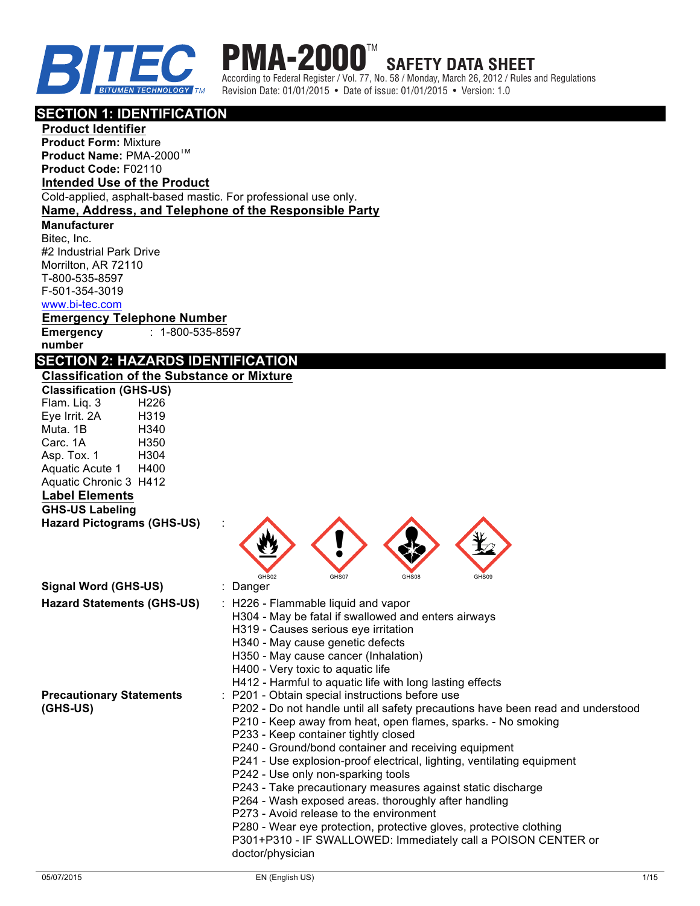# PMA-2000™ SAFETY DATA SHEET

According to Federal Register / Vol. 77, No. 58 / Monday, March 26, 2012 / Rules and Regulations
Revision Date: 01/01/2015 • Date of issue: 01/01/2015 • Version: 1.0

## SECTION 1: IDENTIFICATION

### Product Identifier

**Product Form:** Mixture
**Product Name:** PMA-2000™
**Product Code:** F02110

### Intended Use of the Product

Cold-applied, asphalt-based mastic. For professional use only.

### Name, Address, and Telephone of the Responsible Party

**Manufacturer**
Bitec, Inc.
#2 Industrial Park Drive
Morrilton, AR 72110
T-800-535-8597
F-501-354-3019
www.bi-tec.com

### Emergency Telephone Number

**Emergency number** : 1-800-535-8597

## SECTION 2: HAZARDS IDENTIFICATION

### Classification of the Substance or Mixture

**Classification (GHS-US)**

| | |
|---|---|
| Flam. Liq. 3 | H226 |
| Eye Irrit. 2A | H319 |
| Muta. 1B | H340 |
| Carc. 1A | H350 |
| Asp. Tox. 1 | H304 |
| Aquatic Acute 1 | H400 |
| Aquatic Chronic 3 | H412 |

### Label Elements

**GHS-US Labeling**

**Hazard Pictograms (GHS-US)** : GHS02 GHS07 GHS08 GHS09

**Signal Word (GHS-US)** : Danger

**Hazard Statements (GHS-US)** :
H226 - Flammable liquid and vapor
H304 - May be fatal if swallowed and enters airways
H319 - Causes serious eye irritation
H340 - May cause genetic defects
H350 - May cause cancer (Inhalation)
H400 - Very toxic to aquatic life
H412 - Harmful to aquatic life with long lasting effects

**Precautionary Statements (GHS-US)** :
P201 - Obtain special instructions before use
P202 - Do not handle until all safety precautions have been read and understood
P210 - Keep away from heat, open flames, sparks. - No smoking
P233 - Keep container tightly closed
P240 - Ground/bond container and receiving equipment
P241 - Use explosion-proof electrical, lighting, ventilating equipment
P242 - Use only non-sparking tools
P243 - Take precautionary measures against static discharge
P264 - Wash exposed areas. thoroughly after handling
P273 - Avoid release to the environment
P280 - Wear eye protection, protective gloves, protective clothing
P301+P310 - IF SWALLOWED: Immediately call a POISON CENTER or doctor/physician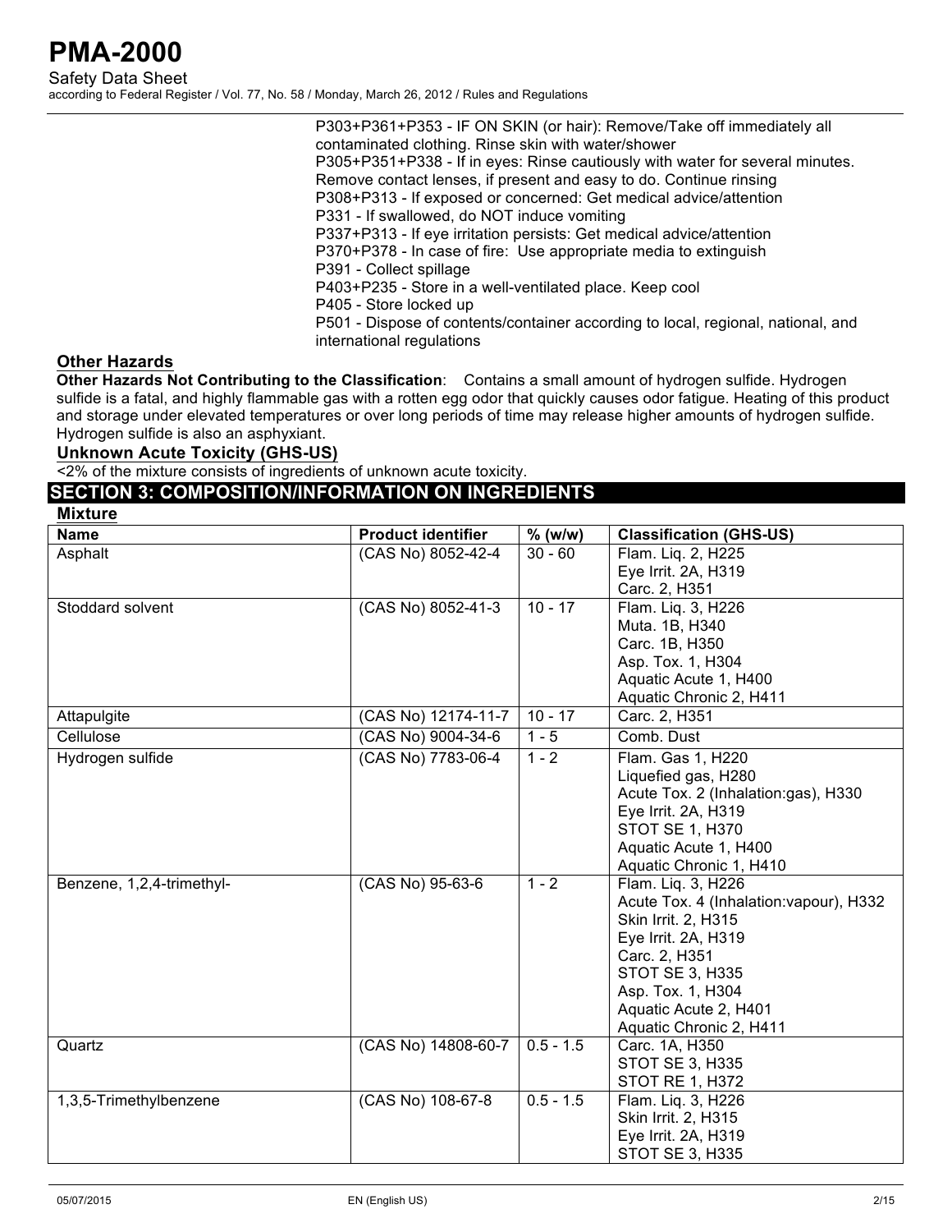P303+P361+P353 - IF ON SKIN (or hair): Remove/Take off immediately all contaminated clothing. Rinse skin with water/shower
P305+P351+P338 - If in eyes: Rinse cautiously with water for several minutes. Remove contact lenses, if present and easy to do. Continue rinsing
P308+P313 - If exposed or concerned: Get medical advice/attention
P331 - If swallowed, do NOT induce vomiting
P337+P313 - If eye irritation persists: Get medical advice/attention
P370+P378 - In case of fire: Use appropriate media to extinguish
P391 - Collect spillage
P403+P235 - Store in a well-ventilated place. Keep cool
P405 - Store locked up
P501 - Dispose of contents/container according to local, regional, national, and international regulations

### Other Hazards

**Other Hazards Not Contributing to the Classification**: Contains a small amount of hydrogen sulfide. Hydrogen sulfide is a fatal, and highly flammable gas with a rotten egg odor that quickly causes odor fatigue. Heating of this product and storage under elevated temperatures or over long periods of time may release higher amounts of hydrogen sulfide. Hydrogen sulfide is also an asphyxiant.

### Unknown Acute Toxicity (GHS-US)

<2% of the mixture consists of ingredients of unknown acute toxicity.

## SECTION 3: COMPOSITION/INFORMATION ON INGREDIENTS

### Mixture

| Name | Product identifier | % (w/w) | Classification (GHS-US) |
|---|---|---|---|
| Asphalt | (CAS No) 8052-42-4 | 30 - 60 | Flam. Liq. 2, H225<br>Eye Irrit. 2A, H319<br>Carc. 2, H351 |
| Stoddard solvent | (CAS No) 8052-41-3 | 10 - 17 | Flam. Liq. 3, H226<br>Muta. 1B, H340<br>Carc. 1B, H350<br>Asp. Tox. 1, H304<br>Aquatic Acute 1, H400<br>Aquatic Chronic 2, H411 |
| Attapulgite | (CAS No) 12174-11-7 | 10 - 17 | Carc. 2, H351 |
| Cellulose | (CAS No) 9004-34-6 | 1 - 5 | Comb. Dust |
| Hydrogen sulfide | (CAS No) 7783-06-4 | 1 - 2 | Flam. Gas 1, H220<br>Liquefied gas, H280<br>Acute Tox. 2 (Inhalation:gas), H330<br>Eye Irrit. 2A, H319<br>STOT SE 1, H370<br>Aquatic Acute 1, H400<br>Aquatic Chronic 1, H410 |
| Benzene, 1,2,4-trimethyl- | (CAS No) 95-63-6 | 1 - 2 | Flam. Liq. 3, H226<br>Acute Tox. 4 (Inhalation:vapour), H332<br>Skin Irrit. 2, H315<br>Eye Irrit. 2A, H319<br>Carc. 2, H351<br>STOT SE 3, H335<br>Asp. Tox. 1, H304<br>Aquatic Acute 2, H401<br>Aquatic Chronic 2, H411 |
| Quartz | (CAS No) 14808-60-7 | 0.5 - 1.5 | Carc. 1A, H350<br>STOT SE 3, H335<br>STOT RE 1, H372 |
| 1,3,5-Trimethylbenzene | (CAS No) 108-67-8 | 0.5 - 1.5 | Flam. Liq. 3, H226<br>Skin Irrit. 2, H315<br>Eye Irrit. 2A, H319<br>STOT SE 3, H335 |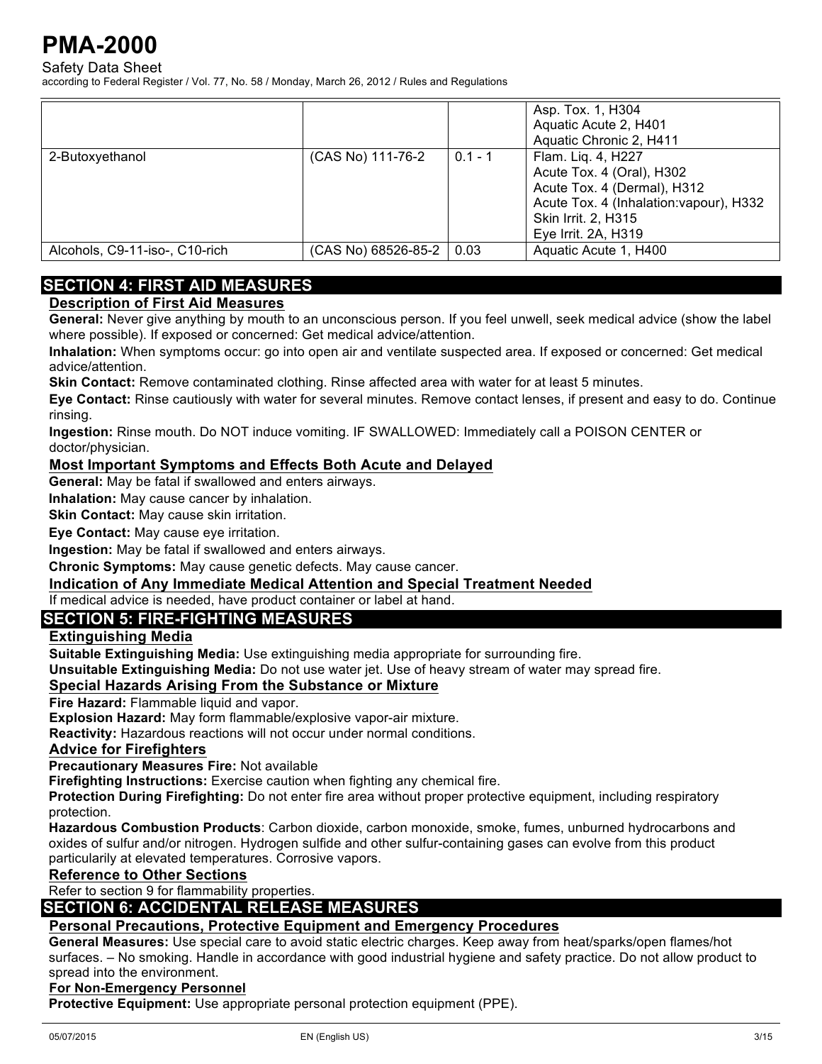| | | | |
|---|---|---|---|
| | | | Asp. Tox. 1, H304<br>Aquatic Acute 2, H401<br>Aquatic Chronic 2, H411 |
| 2-Butoxyethanol | (CAS No) 111-76-2 | 0.1 - 1 | Flam. Liq. 4, H227<br>Acute Tox. 4 (Oral), H302<br>Acute Tox. 4 (Dermal), H312<br>Acute Tox. 4 (Inhalation:vapour), H332<br>Skin Irrit. 2, H315<br>Eye Irrit. 2A, H319 |
| Alcohols, C9-11-iso-, C10-rich | (CAS No) 68526-85-2 | 0.03 | Aquatic Acute 1, H400 |

## SECTION 4: FIRST AID MEASURES

### Description of First Aid Measures

**General:** Never give anything by mouth to an unconscious person. If you feel unwell, seek medical advice (show the label where possible). If exposed or concerned: Get medical advice/attention.

**Inhalation:** When symptoms occur: go into open air and ventilate suspected area. If exposed or concerned: Get medical advice/attention.

**Skin Contact:** Remove contaminated clothing. Rinse affected area with water for at least 5 minutes.

**Eye Contact:** Rinse cautiously with water for several minutes. Remove contact lenses, if present and easy to do. Continue rinsing.

**Ingestion:** Rinse mouth. Do NOT induce vomiting. IF SWALLOWED: Immediately call a POISON CENTER or doctor/physician.

### Most Important Symptoms and Effects Both Acute and Delayed

**General:** May be fatal if swallowed and enters airways.

**Inhalation:** May cause cancer by inhalation.

**Skin Contact:** May cause skin irritation.

**Eye Contact:** May cause eye irritation.

**Ingestion:** May be fatal if swallowed and enters airways.

**Chronic Symptoms:** May cause genetic defects. May cause cancer.

### Indication of Any Immediate Medical Attention and Special Treatment Needed

If medical advice is needed, have product container or label at hand.

## SECTION 5: FIRE-FIGHTING MEASURES

### Extinguishing Media

**Suitable Extinguishing Media:** Use extinguishing media appropriate for surrounding fire.

**Unsuitable Extinguishing Media:** Do not use water jet. Use of heavy stream of water may spread fire.

### Special Hazards Arising From the Substance or Mixture

**Fire Hazard:** Flammable liquid and vapor.

**Explosion Hazard:** May form flammable/explosive vapor-air mixture.

**Reactivity:** Hazardous reactions will not occur under normal conditions.

### Advice for Firefighters

**Precautionary Measures Fire:** Not available

**Firefighting Instructions:** Exercise caution when fighting any chemical fire.

**Protection During Firefighting:** Do not enter fire area without proper protective equipment, including respiratory protection.

**Hazardous Combustion Products**: Carbon dioxide, carbon monoxide, smoke, fumes, unburned hydrocarbons and oxides of sulfur and/or nitrogen. Hydrogen sulfide and other sulfur-containing gases can evolve from this product particularly at elevated temperatures. Corrosive vapors.

### Reference to Other Sections

Refer to section 9 for flammability properties.

## SECTION 6: ACCIDENTAL RELEASE MEASURES

### Personal Precautions, Protective Equipment and Emergency Procedures

**General Measures:** Use special care to avoid static electric charges. Keep away from heat/sparks/open flames/hot surfaces. – No smoking. Handle in accordance with good industrial hygiene and safety practice. Do not allow product to spread into the environment.

#### For Non-Emergency Personnel

**Protective Equipment:** Use appropriate personal protection equipment (PPE).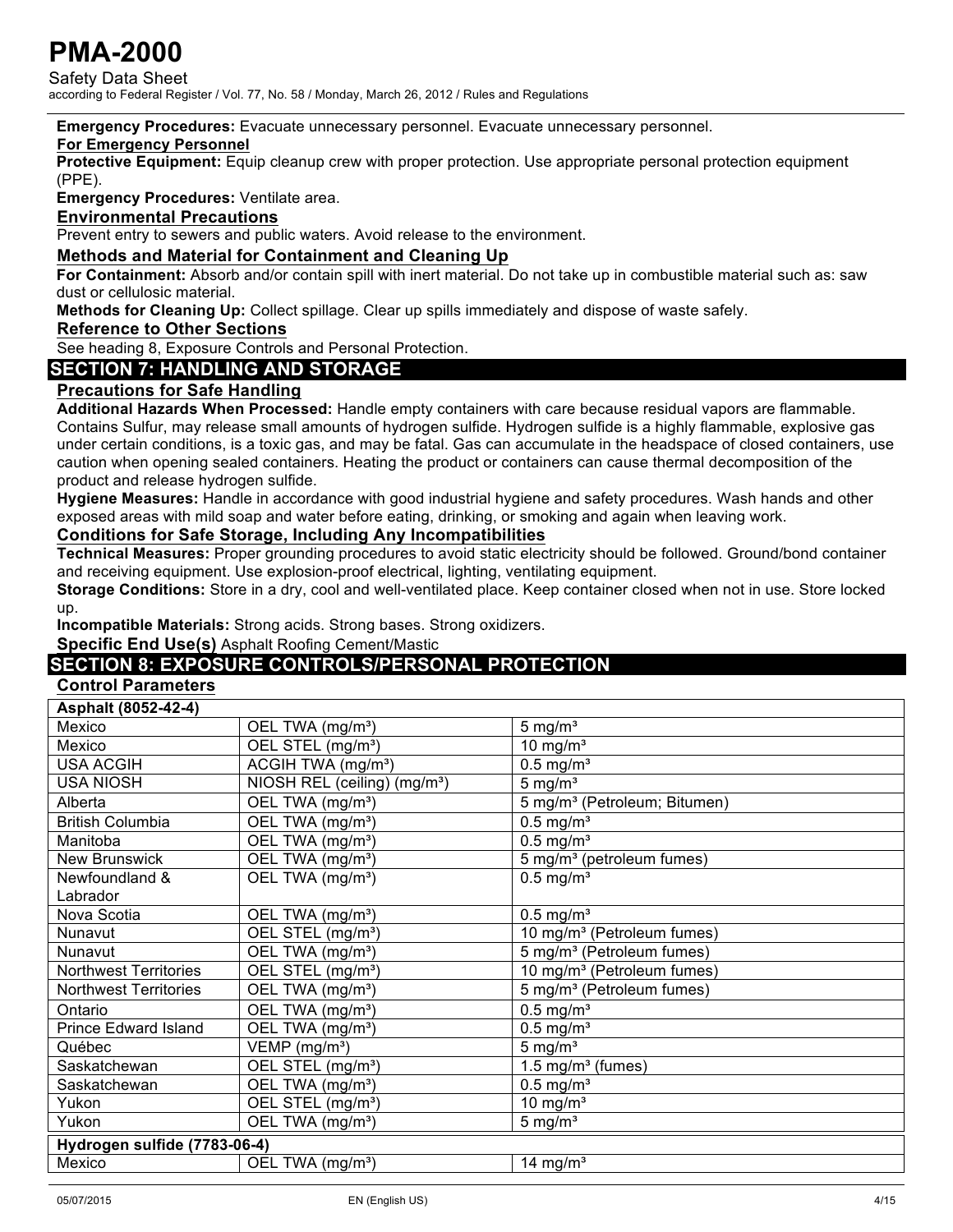**Emergency Procedures:** Evacuate unnecessary personnel. Evacuate unnecessary personnel.

**For Emergency Personnel**

**Protective Equipment:** Equip cleanup crew with proper protection. Use appropriate personal protection equipment (PPE).

**Emergency Procedures:** Ventilate area.

### Environmental Precautions

Prevent entry to sewers and public waters. Avoid release to the environment.

### Methods and Material for Containment and Cleaning Up

**For Containment:** Absorb and/or contain spill with inert material. Do not take up in combustible material such as: saw dust or cellulosic material.

**Methods for Cleaning Up:** Collect spillage. Clear up spills immediately and dispose of waste safely.

### Reference to Other Sections

See heading 8, Exposure Controls and Personal Protection.

## SECTION 7: HANDLING AND STORAGE

### Precautions for Safe Handling

**Additional Hazards When Processed:** Handle empty containers with care because residual vapors are flammable. Contains Sulfur, may release small amounts of hydrogen sulfide. Hydrogen sulfide is a highly flammable, explosive gas under certain conditions, is a toxic gas, and may be fatal. Gas can accumulate in the headspace of closed containers, use caution when opening sealed containers. Heating the product or containers can cause thermal decomposition of the product and release hydrogen sulfide.

**Hygiene Measures:** Handle in accordance with good industrial hygiene and safety procedures. Wash hands and other exposed areas with mild soap and water before eating, drinking, or smoking and again when leaving work.

### Conditions for Safe Storage, Including Any Incompatibilities

**Technical Measures:** Proper grounding procedures to avoid static electricity should be followed. Ground/bond container and receiving equipment. Use explosion-proof electrical, lighting, ventilating equipment.

**Storage Conditions:** Store in a dry, cool and well-ventilated place. Keep container closed when not in use. Store locked up.

**Incompatible Materials:** Strong acids. Strong bases. Strong oxidizers.

**Specific End Use(s)** Asphalt Roofing Cement/Mastic

## SECTION 8: EXPOSURE CONTROLS/PERSONAL PROTECTION

### Control Parameters

| Asphalt (8052-42-4) | | |
|---|---|---|
| Mexico | OEL TWA (mg/m³) | 5 mg/m³ |
| Mexico | OEL STEL (mg/m³) | 10 mg/m³ |
| USA ACGIH | ACGIH TWA (mg/m³) | 0.5 mg/m³ |
| USA NIOSH | NIOSH REL (ceiling) (mg/m³) | 5 mg/m³ |
| Alberta | OEL TWA (mg/m³) | 5 mg/m³ (Petroleum; Bitumen) |
| British Columbia | OEL TWA (mg/m³) | 0.5 mg/m³ |
| Manitoba | OEL TWA (mg/m³) | 0.5 mg/m³ |
| New Brunswick | OEL TWA (mg/m³) | 5 mg/m³ (petroleum fumes) |
| Newfoundland & Labrador | OEL TWA (mg/m³) | 0.5 mg/m³ |
| Nova Scotia | OEL TWA (mg/m³) | 0.5 mg/m³ |
| Nunavut | OEL STEL (mg/m³) | 10 mg/m³ (Petroleum fumes) |
| Nunavut | OEL TWA (mg/m³) | 5 mg/m³ (Petroleum fumes) |
| Northwest Territories | OEL STEL (mg/m³) | 10 mg/m³ (Petroleum fumes) |
| Northwest Territories | OEL TWA (mg/m³) | 5 mg/m³ (Petroleum fumes) |
| Ontario | OEL TWA (mg/m³) | 0.5 mg/m³ |
| Prince Edward Island | OEL TWA (mg/m³) | 0.5 mg/m³ |
| Québec | VEMP (mg/m³) | 5 mg/m³ |
| Saskatchewan | OEL STEL (mg/m³) | 1.5 mg/m³ (fumes) |
| Saskatchewan | OEL TWA (mg/m³) | 0.5 mg/m³ |
| Yukon | OEL STEL (mg/m³) | 10 mg/m³ |
| Yukon | OEL TWA (mg/m³) | 5 mg/m³ |
| **Hydrogen sulfide (7783-06-4)** | | |
| Mexico | OEL TWA (mg/m³) | 14 mg/m³ |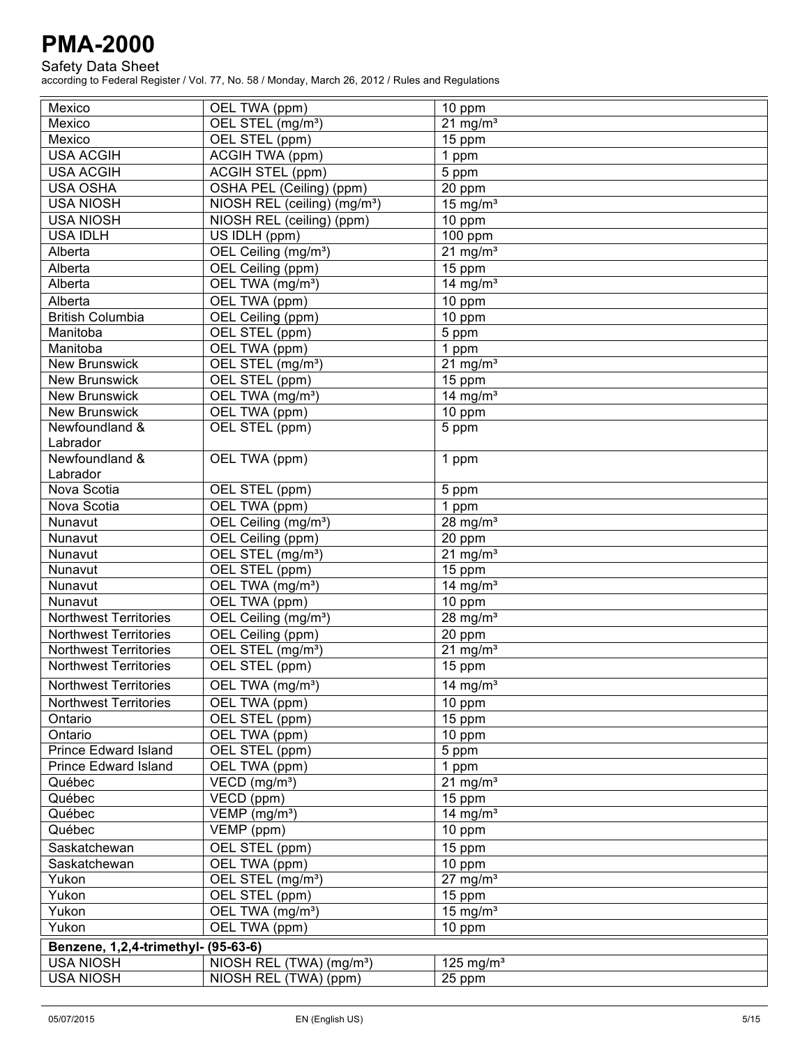| | | |
|---|---|---|
| Mexico | OEL TWA (ppm) | 10 ppm |
| Mexico | OEL STEL (mg/m³) | 21 mg/m³ |
| Mexico | OEL STEL (ppm) | 15 ppm |
| USA ACGIH | ACGIH TWA (ppm) | 1 ppm |
| USA ACGIH | ACGIH STEL (ppm) | 5 ppm |
| USA OSHA | OSHA PEL (Ceiling) (ppm) | 20 ppm |
| USA NIOSH | NIOSH REL (ceiling) (mg/m³) | 15 mg/m³ |
| USA NIOSH | NIOSH REL (ceiling) (ppm) | 10 ppm |
| USA IDLH | US IDLH (ppm) | 100 ppm |
| Alberta | OEL Ceiling (mg/m³) | 21 mg/m³ |
| Alberta | OEL Ceiling (ppm) | 15 ppm |
| Alberta | OEL TWA (mg/m³) | 14 mg/m³ |
| Alberta | OEL TWA (ppm) | 10 ppm |
| British Columbia | OEL Ceiling (ppm) | 10 ppm |
| Manitoba | OEL STEL (ppm) | 5 ppm |
| Manitoba | OEL TWA (ppm) | 1 ppm |
| New Brunswick | OEL STEL (mg/m³) | 21 mg/m³ |
| New Brunswick | OEL STEL (ppm) | 15 ppm |
| New Brunswick | OEL TWA (mg/m³) | 14 mg/m³ |
| New Brunswick | OEL TWA (ppm) | 10 ppm |
| Newfoundland & Labrador | OEL STEL (ppm) | 5 ppm |
| Newfoundland & Labrador | OEL TWA (ppm) | 1 ppm |
| Nova Scotia | OEL STEL (ppm) | 5 ppm |
| Nova Scotia | OEL TWA (ppm) | 1 ppm |
| Nunavut | OEL Ceiling (mg/m³) | 28 mg/m³ |
| Nunavut | OEL Ceiling (ppm) | 20 ppm |
| Nunavut | OEL STEL (mg/m³) | 21 mg/m³ |
| Nunavut | OEL STEL (ppm) | 15 ppm |
| Nunavut | OEL TWA (mg/m³) | 14 mg/m³ |
| Nunavut | OEL TWA (ppm) | 10 ppm |
| Northwest Territories | OEL Ceiling (mg/m³) | 28 mg/m³ |
| Northwest Territories | OEL Ceiling (ppm) | 20 ppm |
| Northwest Territories | OEL STEL (mg/m³) | 21 mg/m³ |
| Northwest Territories | OEL STEL (ppm) | 15 ppm |
| Northwest Territories | OEL TWA (mg/m³) | 14 mg/m³ |
| Northwest Territories | OEL TWA (ppm) | 10 ppm |
| Ontario | OEL STEL (ppm) | 15 ppm |
| Ontario | OEL TWA (ppm) | 10 ppm |
| Prince Edward Island | OEL STEL (ppm) | 5 ppm |
| Prince Edward Island | OEL TWA (ppm) | 1 ppm |
| Québec | VECD (mg/m³) | 21 mg/m³ |
| Québec | VECD (ppm) | 15 ppm |
| Québec | VEMP (mg/m³) | 14 mg/m³ |
| Québec | VEMP (ppm) | 10 ppm |
| Saskatchewan | OEL STEL (ppm) | 15 ppm |
| Saskatchewan | OEL TWA (ppm) | 10 ppm |
| Yukon | OEL STEL (mg/m³) | 27 mg/m³ |
| Yukon | OEL STEL (ppm) | 15 ppm |
| Yukon | OEL TWA (mg/m³) | 15 mg/m³ |
| Yukon | OEL TWA (ppm) | 10 ppm |
| **Benzene, 1,2,4-trimethyl- (95-63-6)** | | |
| USA NIOSH | NIOSH REL (TWA) (mg/m³) | 125 mg/m³ |
| USA NIOSH | NIOSH REL (TWA) (ppm) | 25 ppm |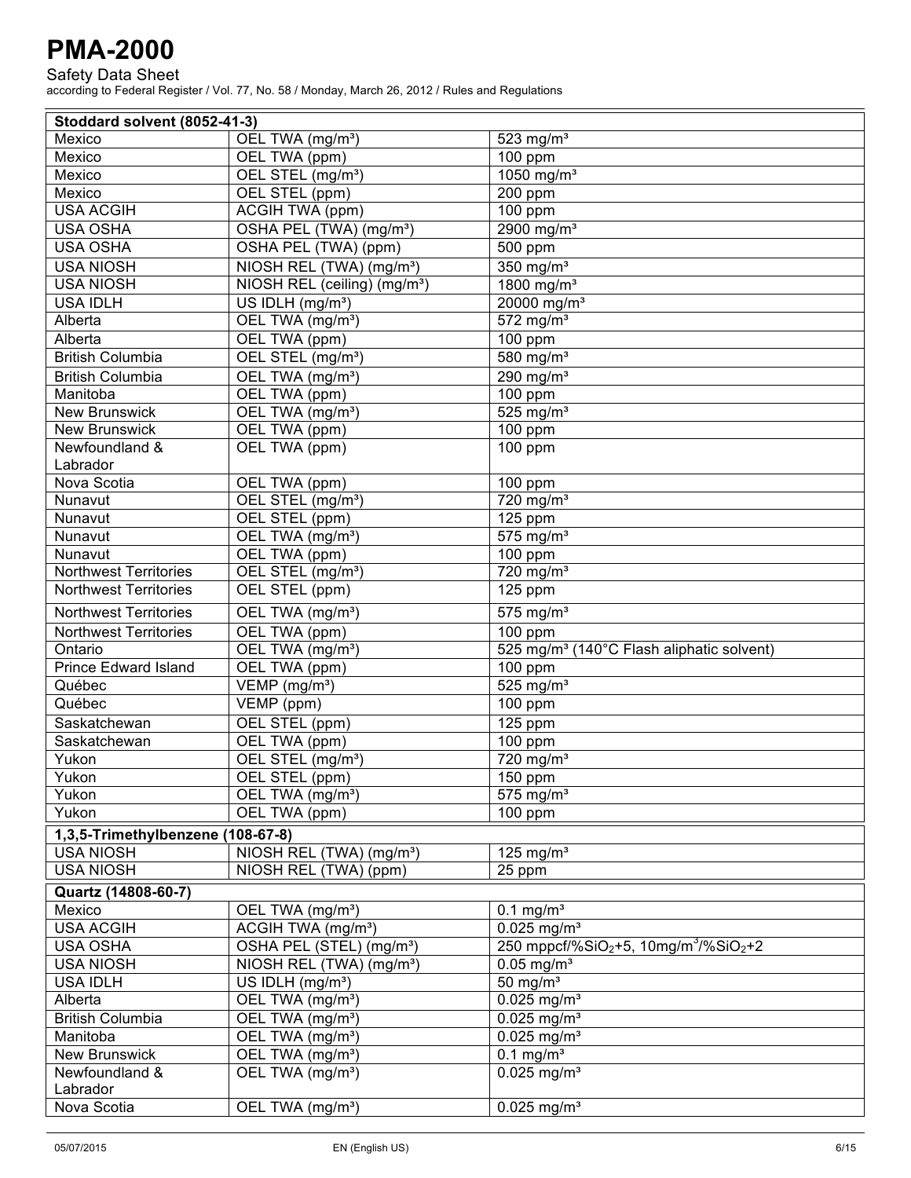| Stoddard solvent (8052-41-3) | | |
|---|---|---|
| Mexico | OEL TWA (mg/m³) | 523 mg/m³ |
| Mexico | OEL TWA (ppm) | 100 ppm |
| Mexico | OEL STEL (mg/m³) | 1050 mg/m³ |
| Mexico | OEL STEL (ppm) | 200 ppm |
| USA ACGIH | ACGIH TWA (ppm) | 100 ppm |
| USA OSHA | OSHA PEL (TWA) (mg/m³) | 2900 mg/m³ |
| USA OSHA | OSHA PEL (TWA) (ppm) | 500 ppm |
| USA NIOSH | NIOSH REL (TWA) (mg/m³) | 350 mg/m³ |
| USA NIOSH | NIOSH REL (ceiling) (mg/m³) | 1800 mg/m³ |
| USA IDLH | US IDLH (mg/m³) | 20000 mg/m³ |
| Alberta | OEL TWA (mg/m³) | 572 mg/m³ |
| Alberta | OEL TWA (ppm) | 100 ppm |
| British Columbia | OEL STEL (mg/m³) | 580 mg/m³ |
| British Columbia | OEL TWA (mg/m³) | 290 mg/m³ |
| Manitoba | OEL TWA (ppm) | 100 ppm |
| New Brunswick | OEL TWA (mg/m³) | 525 mg/m³ |
| New Brunswick | OEL TWA (ppm) | 100 ppm |
| Newfoundland & Labrador | OEL TWA (ppm) | 100 ppm |
| Nova Scotia | OEL TWA (ppm) | 100 ppm |
| Nunavut | OEL STEL (mg/m³) | 720 mg/m³ |
| Nunavut | OEL STEL (ppm) | 125 ppm |
| Nunavut | OEL TWA (mg/m³) | 575 mg/m³ |
| Nunavut | OEL TWA (ppm) | 100 ppm |
| Northwest Territories | OEL STEL (mg/m³) | 720 mg/m³ |
| Northwest Territories | OEL STEL (ppm) | 125 ppm |
| Northwest Territories | OEL TWA (mg/m³) | 575 mg/m³ |
| Northwest Territories | OEL TWA (ppm) | 100 ppm |
| Ontario | OEL TWA (mg/m³) | 525 mg/m³ (140°C Flash aliphatic solvent) |
| Prince Edward Island | OEL TWA (ppm) | 100 ppm |
| Québec | VEMP (mg/m³) | 525 mg/m³ |
| Québec | VEMP (ppm) | 100 ppm |
| Saskatchewan | OEL STEL (ppm) | 125 ppm |
| Saskatchewan | OEL TWA (ppm) | 100 ppm |
| Yukon | OEL STEL (mg/m³) | 720 mg/m³ |
| Yukon | OEL STEL (ppm) | 150 ppm |
| Yukon | OEL TWA (mg/m³) | 575 mg/m³ |
| Yukon | OEL TWA (ppm) | 100 ppm |

| 1,3,5-Trimethylbenzene (108-67-8) | | |
|---|---|---|
| USA NIOSH | NIOSH REL (TWA) (mg/m³) | 125 mg/m³ |
| USA NIOSH | NIOSH REL (TWA) (ppm) | 25 ppm |

| Quartz (14808-60-7) | | |
|---|---|---|
| Mexico | OEL TWA (mg/m³) | 0.1 mg/m³ |
| USA ACGIH | ACGIH TWA (mg/m³) | 0.025 mg/m³ |
| USA OSHA | OSHA PEL (STEL) (mg/m³) | 250 mppcf/% $SiO_2$+5, 10mg/m³/% $SiO_2$+2 |
| USA NIOSH | NIOSH REL (TWA) (mg/m³) | 0.05 mg/m³ |
| USA IDLH | US IDLH (mg/m³) | 50 mg/m³ |
| Alberta | OEL TWA (mg/m³) | 0.025 mg/m³ |
| British Columbia | OEL TWA (mg/m³) | 0.025 mg/m³ |
| Manitoba | OEL TWA (mg/m³) | 0.025 mg/m³ |
| New Brunswick | OEL TWA (mg/m³) | 0.1 mg/m³ |
| Newfoundland & Labrador | OEL TWA (mg/m³) | 0.025 mg/m³ |
| Nova Scotia | OEL TWA (mg/m³) | 0.025 mg/m³ |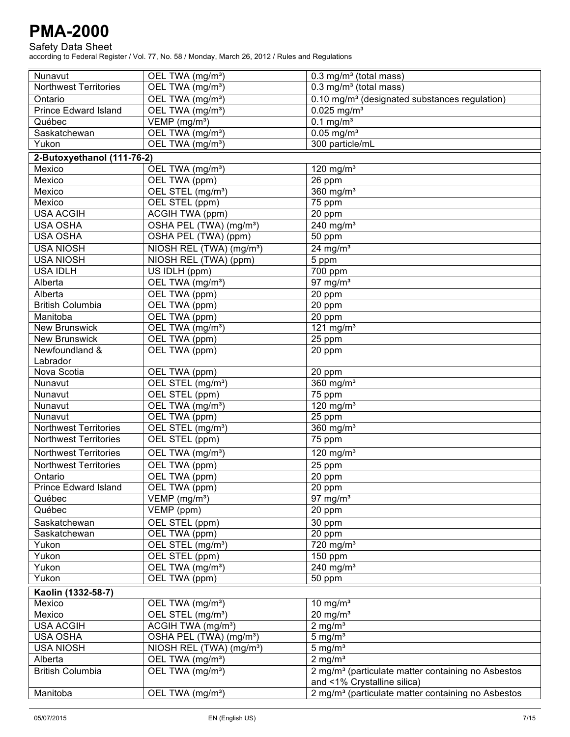| | | |
|---|---|---|
| Nunavut | OEL TWA (mg/m³) | 0.3 mg/m³ (total mass) |
| Northwest Territories | OEL TWA (mg/m³) | 0.3 mg/m³ (total mass) |
| Ontario | OEL TWA (mg/m³) | 0.10 mg/m³ (designated substances regulation) |
| Prince Edward Island | OEL TWA (mg/m³) | 0.025 mg/m³ |
| Québec | VEMP (mg/m³) | 0.1 mg/m³ |
| Saskatchewan | OEL TWA (mg/m³) | 0.05 mg/m³ |
| Yukon | OEL TWA (mg/m³) | 300 particle/mL |
| **2-Butoxyethanol (111-76-2)** | | |
| Mexico | OEL TWA (mg/m³) | 120 mg/m³ |
| Mexico | OEL TWA (ppm) | 26 ppm |
| Mexico | OEL STEL (mg/m³) | 360 mg/m³ |
| Mexico | OEL STEL (ppm) | 75 ppm |
| USA ACGIH | ACGIH TWA (ppm) | 20 ppm |
| USA OSHA | OSHA PEL (TWA) (mg/m³) | 240 mg/m³ |
| USA OSHA | OSHA PEL (TWA) (ppm) | 50 ppm |
| USA NIOSH | NIOSH REL (TWA) (mg/m³) | 24 mg/m³ |
| USA NIOSH | NIOSH REL (TWA) (ppm) | 5 ppm |
| USA IDLH | US IDLH (ppm) | 700 ppm |
| Alberta | OEL TWA (mg/m³) | 97 mg/m³ |
| Alberta | OEL TWA (ppm) | 20 ppm |
| British Columbia | OEL TWA (ppm) | 20 ppm |
| Manitoba | OEL TWA (ppm) | 20 ppm |
| New Brunswick | OEL TWA (mg/m³) | 121 mg/m³ |
| New Brunswick | OEL TWA (ppm) | 25 ppm |
| Newfoundland & Labrador | OEL TWA (ppm) | 20 ppm |
| Nova Scotia | OEL TWA (ppm) | 20 ppm |
| Nunavut | OEL STEL (mg/m³) | 360 mg/m³ |
| Nunavut | OEL STEL (ppm) | 75 ppm |
| Nunavut | OEL TWA (mg/m³) | 120 mg/m³ |
| Nunavut | OEL TWA (ppm) | 25 ppm |
| Northwest Territories | OEL STEL (mg/m³) | 360 mg/m³ |
| Northwest Territories | OEL STEL (ppm) | 75 ppm |
| Northwest Territories | OEL TWA (mg/m³) | 120 mg/m³ |
| Northwest Territories | OEL TWA (ppm) | 25 ppm |
| Ontario | OEL TWA (ppm) | 20 ppm |
| Prince Edward Island | OEL TWA (ppm) | 20 ppm |
| Québec | VEMP (mg/m³) | 97 mg/m³ |
| Québec | VEMP (ppm) | 20 ppm |
| Saskatchewan | OEL STEL (ppm) | 30 ppm |
| Saskatchewan | OEL TWA (ppm) | 20 ppm |
| Yukon | OEL STEL (mg/m³) | 720 mg/m³ |
| Yukon | OEL STEL (ppm) | 150 ppm |
| Yukon | OEL TWA (mg/m³) | 240 mg/m³ |
| Yukon | OEL TWA (ppm) | 50 ppm |
| **Kaolin (1332-58-7)** | | |
| Mexico | OEL TWA (mg/m³) | 10 mg/m³ |
| Mexico | OEL STEL (mg/m³) | 20 mg/m³ |
| USA ACGIH | ACGIH TWA (mg/m³) | 2 mg/m³ |
| USA OSHA | OSHA PEL (TWA) (mg/m³) | 5 mg/m³ |
| USA NIOSH | NIOSH REL (TWA) (mg/m³) | 5 mg/m³ |
| Alberta | OEL TWA (mg/m³) | 2 mg/m³ |
| British Columbia | OEL TWA (mg/m³) | 2 mg/m³ (particulate matter containing no Asbestos and <1% Crystalline silica) |
| Manitoba | OEL TWA (mg/m³) | 2 mg/m³ (particulate matter containing no Asbestos |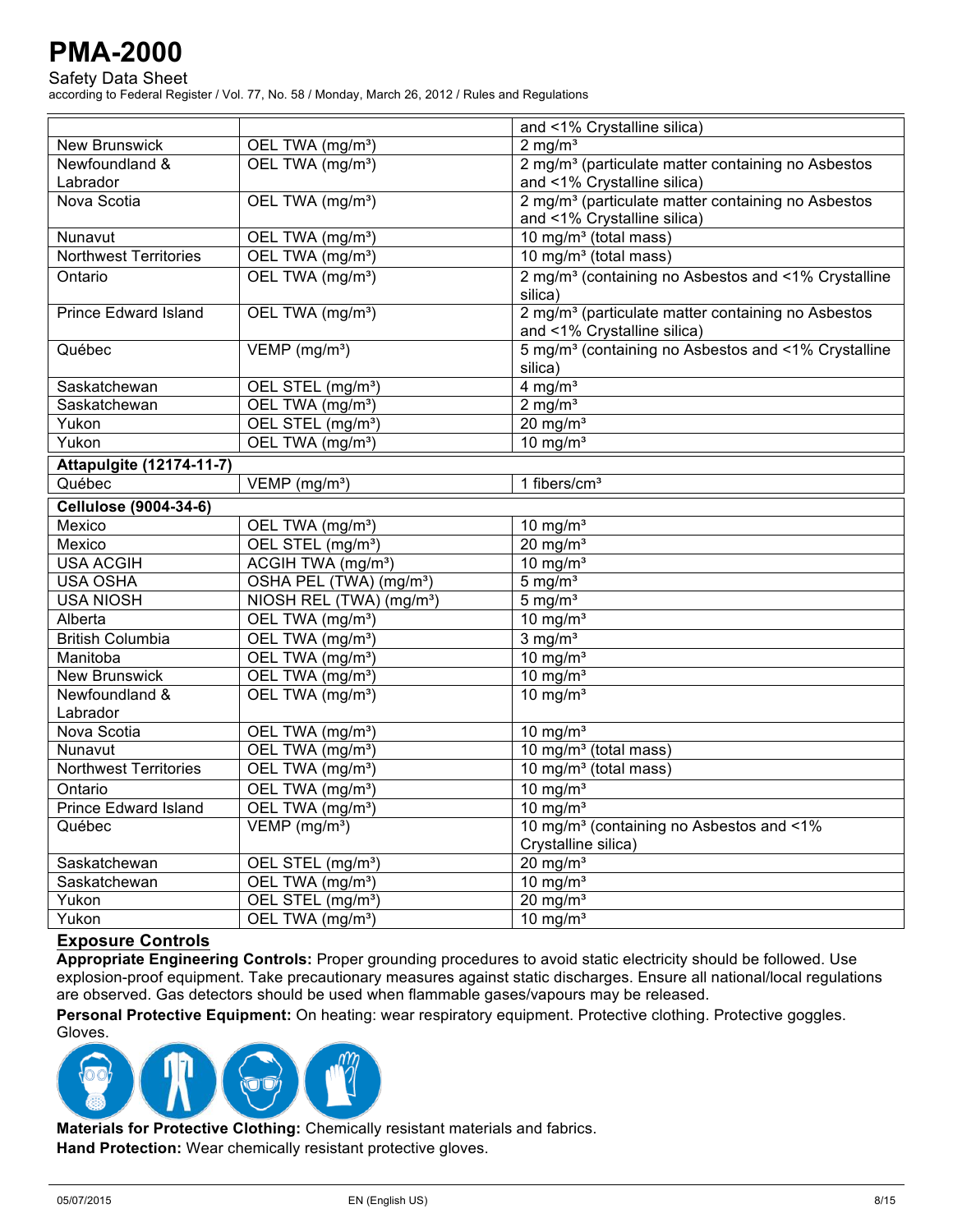| | | and <1% Crystalline silica) |
|---|---|---|
| New Brunswick | OEL TWA (mg/m³) | 2 mg/m³ |
| Newfoundland & Labrador | OEL TWA (mg/m³) | 2 mg/m³ (particulate matter containing no Asbestos and <1% Crystalline silica) |
| Nova Scotia | OEL TWA (mg/m³) | 2 mg/m³ (particulate matter containing no Asbestos and <1% Crystalline silica) |
| Nunavut | OEL TWA (mg/m³) | 10 mg/m³ (total mass) |
| Northwest Territories | OEL TWA (mg/m³) | 10 mg/m³ (total mass) |
| Ontario | OEL TWA (mg/m³) | 2 mg/m³ (containing no Asbestos and <1% Crystalline silica) |
| Prince Edward Island | OEL TWA (mg/m³) | 2 mg/m³ (particulate matter containing no Asbestos and <1% Crystalline silica) |
| Québec | VEMP (mg/m³) | 5 mg/m³ (containing no Asbestos and <1% Crystalline silica) |
| Saskatchewan | OEL STEL (mg/m³) | 4 mg/m³ |
| Saskatchewan | OEL TWA (mg/m³) | 2 mg/m³ |
| Yukon | OEL STEL (mg/m³) | 20 mg/m³ |
| Yukon | OEL TWA (mg/m³) | 10 mg/m³ |
| **Attapulgite (12174-11-7)** | | |
| Québec | VEMP (mg/m³) | 1 fibers/cm³ |
| **Cellulose (9004-34-6)** | | |
| Mexico | OEL TWA (mg/m³) | 10 mg/m³ |
| Mexico | OEL STEL (mg/m³) | 20 mg/m³ |
| USA ACGIH | ACGIH TWA (mg/m³) | 10 mg/m³ |
| USA OSHA | OSHA PEL (TWA) (mg/m³) | 5 mg/m³ |
| USA NIOSH | NIOSH REL (TWA) (mg/m³) | 5 mg/m³ |
| Alberta | OEL TWA (mg/m³) | 10 mg/m³ |
| British Columbia | OEL TWA (mg/m³) | 3 mg/m³ |
| Manitoba | OEL TWA (mg/m³) | 10 mg/m³ |
| New Brunswick | OEL TWA (mg/m³) | 10 mg/m³ |
| Newfoundland & Labrador | OEL TWA (mg/m³) | 10 mg/m³ |
| Nova Scotia | OEL TWA (mg/m³) | 10 mg/m³ |
| Nunavut | OEL TWA (mg/m³) | 10 mg/m³ (total mass) |
| Northwest Territories | OEL TWA (mg/m³) | 10 mg/m³ (total mass) |
| Ontario | OEL TWA (mg/m³) | 10 mg/m³ |
| Prince Edward Island | OEL TWA (mg/m³) | 10 mg/m³ |
| Québec | VEMP (mg/m³) | 10 mg/m³ (containing no Asbestos and <1% Crystalline silica) |
| Saskatchewan | OEL STEL (mg/m³) | 20 mg/m³ |
| Saskatchewan | OEL TWA (mg/m³) | 10 mg/m³ |
| Yukon | OEL STEL (mg/m³) | 20 mg/m³ |
| Yukon | OEL TWA (mg/m³) | 10 mg/m³ |

## Exposure Controls

**Appropriate Engineering Controls:** Proper grounding procedures to avoid static electricity should be followed. Use explosion-proof equipment. Take precautionary measures against static discharges. Ensure all national/local regulations are observed. Gas detectors should be used when flammable gases/vapours may be released.

**Personal Protective Equipment:** On heating: wear respiratory equipment. Protective clothing. Protective goggles. Gloves.

**Materials for Protective Clothing:** Chemically resistant materials and fabrics.

**Hand Protection:** Wear chemically resistant protective gloves.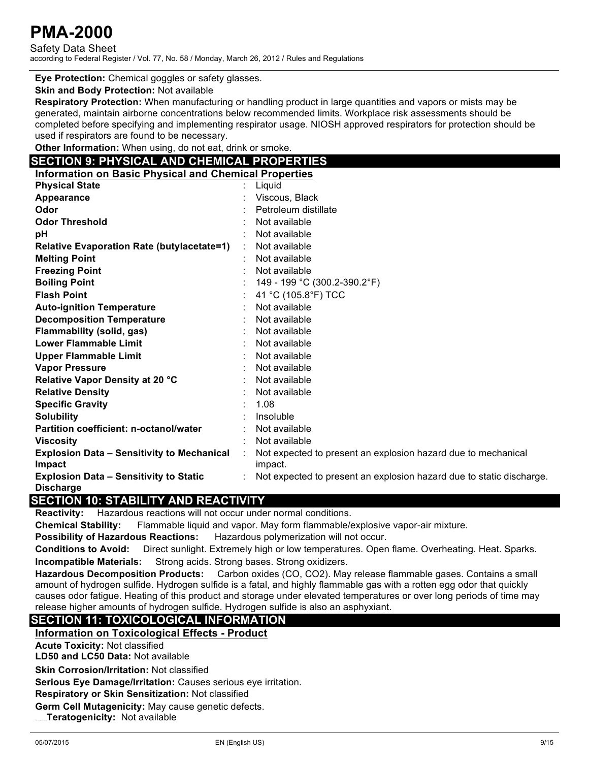**Eye Protection:** Chemical goggles or safety glasses.

**Skin and Body Protection:** Not available

**Respiratory Protection:** When manufacturing or handling product in large quantities and vapors or mists may be generated, maintain airborne concentrations below recommended limits. Workplace risk assessments should be completed before specifying and implementing respirator usage. NIOSH approved respirators for protection should be used if respirators are found to be necessary.

**Other Information:** When using, do not eat, drink or smoke.

## SECTION 9: PHYSICAL AND CHEMICAL PROPERTIES

### Information on Basic Physical and Chemical Properties

| Property | Value |
|---|---|
| **Physical State** | Liquid |
| **Appearance** | Viscous, Black |
| **Odor** | Petroleum distillate |
| **Odor Threshold** | Not available |
| **pH** | Not available |
| **Relative Evaporation Rate (butylacetate=1)** | Not available |
| **Melting Point** | Not available |
| **Freezing Point** | Not available |
| **Boiling Point** | 149 - 199 °C (300.2-390.2°F) |
| **Flash Point** | 41 °C (105.8°F) TCC |
| **Auto-ignition Temperature** | Not available |
| **Decomposition Temperature** | Not available |
| **Flammability (solid, gas)** | Not available |
| **Lower Flammable Limit** | Not available |
| **Upper Flammable Limit** | Not available |
| **Vapor Pressure** | Not available |
| **Relative Vapor Density at 20 °C** | Not available |
| **Relative Density** | Not available |
| **Specific Gravity** | 1.08 |
| **Solubility** | Insoluble |
| **Partition coefficient: n-octanol/water** | Not available |
| **Viscosity** | Not available |
| **Explosion Data – Sensitivity to Mechanical Impact** | Not expected to present an explosion hazard due to mechanical impact. |
| **Explosion Data – Sensitivity to Static Discharge** | Not expected to present an explosion hazard due to static discharge. |

## SECTION 10: STABILITY AND REACTIVITY

**Reactivity:** Hazardous reactions will not occur under normal conditions.

**Chemical Stability:** Flammable liquid and vapor. May form flammable/explosive vapor-air mixture.

**Possibility of Hazardous Reactions:** Hazardous polymerization will not occur.

**Conditions to Avoid:** Direct sunlight. Extremely high or low temperatures. Open flame. Overheating. Heat. Sparks.

**Incompatible Materials:** Strong acids. Strong bases. Strong oxidizers.

**Hazardous Decomposition Products:** Carbon oxides (CO, $CO_2$). May release flammable gases. Contains a small amount of hydrogen sulfide. Hydrogen sulfide is a fatal, and highly flammable gas with a rotten egg odor that quickly causes odor fatigue. Heating of this product and storage under elevated temperatures or over long periods of time may release higher amounts of hydrogen sulfide. Hydrogen sulfide is also an asphyxiant.

## SECTION 11: TOXICOLOGICAL INFORMATION

### Information on Toxicological Effects - Product

**Acute Toxicity:** Not classified

**LD50 and LC50 Data:** Not available

**Skin Corrosion/Irritation:** Not classified

**Serious Eye Damage/Irritation:** Causes serious eye irritation.

**Respiratory or Skin Sensitization:** Not classified

**Germ Cell Mutagenicity:** May cause genetic defects.

**Teratogenicity:** Not available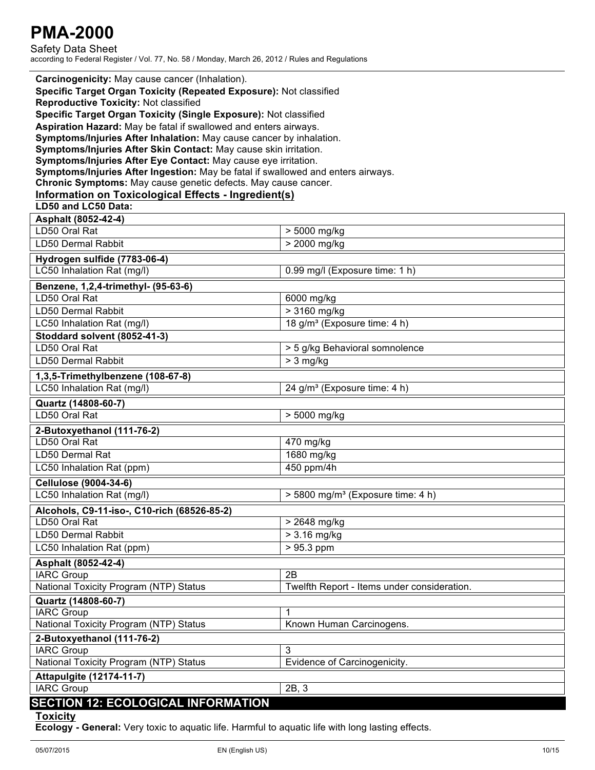**Carcinogenicity:** May cause cancer (Inhalation).

**Specific Target Organ Toxicity (Repeated Exposure):** Not classified

**Reproductive Toxicity:** Not classified

**Specific Target Organ Toxicity (Single Exposure):** Not classified

**Aspiration Hazard:** May be fatal if swallowed and enters airways.

**Symptoms/Injuries After Inhalation:** May cause cancer by inhalation.

**Symptoms/Injuries After Skin Contact:** May cause skin irritation.

**Symptoms/Injuries After Eye Contact:** May cause eye irritation.

**Symptoms/Injuries After Ingestion:** May be fatal if swallowed and enters airways.

**Chronic Symptoms:** May cause genetic defects. May cause cancer.

### Information on Toxicological Effects - Ingredient(s)

**LD50 and LC50 Data:**

| **Asphalt (8052-42-4)** | |
|---|---|
| LD50 Oral Rat | > 5000 mg/kg |
| LD50 Dermal Rabbit | > 2000 mg/kg |

| **Hydrogen sulfide (7783-06-4)** | |
|---|---|
| LC50 Inhalation Rat (mg/l) | 0.99 mg/l (Exposure time: 1 h) |

| **Benzene, 1,2,4-trimethyl- (95-63-6)** | |
|---|---|
| LD50 Oral Rat | 6000 mg/kg |
| LD50 Dermal Rabbit | > 3160 mg/kg |
| LC50 Inhalation Rat (mg/l) | 18 g/m³ (Exposure time: 4 h) |
| **Stoddard solvent (8052-41-3)** | |
| LD50 Oral Rat | > 5 g/kg Behavioral somnolence |
| LD50 Dermal Rabbit | > 3 mg/kg |

| **1,3,5-Trimethylbenzene (108-67-8)** | |
|---|---|
| LC50 Inhalation Rat (mg/l) | 24 g/m³ (Exposure time: 4 h) |

| **Quartz (14808-60-7)** | |
|---|---|
| LD50 Oral Rat | > 5000 mg/kg |

| **2-Butoxyethanol (111-76-2)** | |
|---|---|
| LD50 Oral Rat | 470 mg/kg |
| LD50 Dermal Rat | 1680 mg/kg |
| LC50 Inhalation Rat (ppm) | 450 ppm/4h |

| **Cellulose (9004-34-6)** | |
|---|---|
| LC50 Inhalation Rat (mg/l) | > 5800 mg/m³ (Exposure time: 4 h) |

| **Alcohols, C9-11-iso-, C10-rich (68526-85-2)** | |
|---|---|
| LD50 Oral Rat | > 2648 mg/kg |
| LD50 Dermal Rabbit | > 3.16 mg/kg |
| LC50 Inhalation Rat (ppm) | > 95.3 ppm |

| **Asphalt (8052-42-4)** | |
|---|---|
| IARC Group | 2B |
| National Toxicity Program (NTP) Status | Twelfth Report - Items under consideration. |

| **Quartz (14808-60-7)** | |
|---|---|
| IARC Group | 1 |
| National Toxicity Program (NTP) Status | Known Human Carcinogens. |

| **2-Butoxyethanol (111-76-2)** | |
|---|---|
| IARC Group | 3 |
| National Toxicity Program (NTP) Status | Evidence of Carcinogenicity. |

| **Attapulgite (12174-11-7)** | |
|---|---|
| IARC Group | 2B, 3 |

## SECTION 12: ECOLOGICAL INFORMATION

### Toxicity

**Ecology - General:** Very toxic to aquatic life. Harmful to aquatic life with long lasting effects.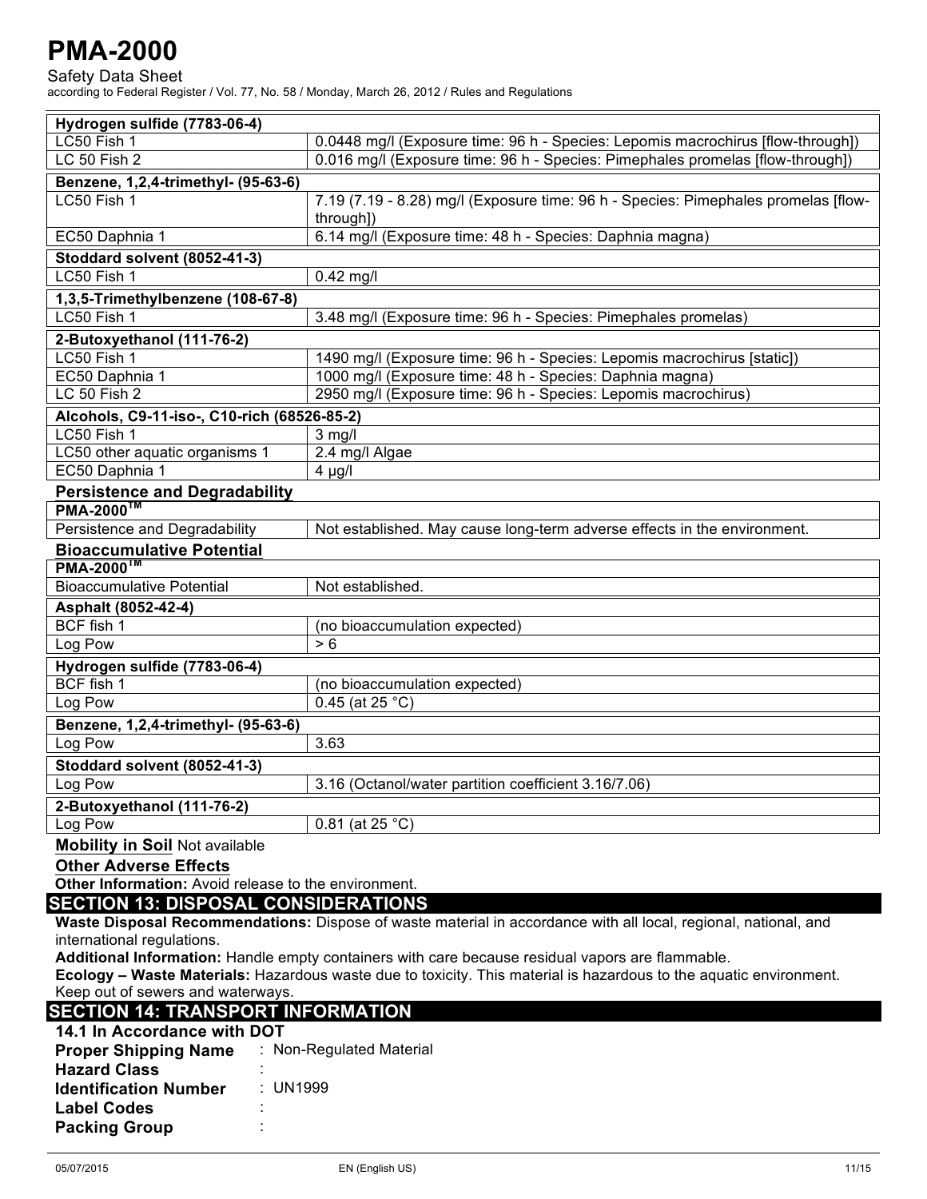| Hydrogen sulfide (7783-06-4) | |
|---|---|
| LC50 Fish 1 | 0.0448 mg/l (Exposure time: 96 h - Species: Lepomis macrochirus [flow-through]) |
| LC 50 Fish 2 | 0.016 mg/l (Exposure time: 96 h - Species: Pimephales promelas [flow-through]) |

| Benzene, 1,2,4-trimethyl- (95-63-6) | |
|---|---|
| LC50 Fish 1 | 7.19 (7.19 - 8.28) mg/l (Exposure time: 96 h - Species: Pimephales promelas [flow-through]) |
| EC50 Daphnia 1 | 6.14 mg/l (Exposure time: 48 h - Species: Daphnia magna) |

| Stoddard solvent (8052-41-3) | |
|---|---|
| LC50 Fish 1 | 0.42 mg/l |

| 1,3,5-Trimethylbenzene (108-67-8) | |
|---|---|
| LC50 Fish 1 | 3.48 mg/l (Exposure time: 96 h - Species: Pimephales promelas) |

| 2-Butoxyethanol (111-76-2) | |
|---|---|
| LC50 Fish 1 | 1490 mg/l (Exposure time: 96 h - Species: Lepomis macrochirus [static]) |
| EC50 Daphnia 1 | 1000 mg/l (Exposure time: 48 h - Species: Daphnia magna) |
| LC 50 Fish 2 | 2950 mg/l (Exposure time: 96 h - Species: Lepomis macrochirus) |

| Alcohols, C9-11-iso-, C10-rich (68526-85-2) | |
|---|---|
| LC50 Fish 1 | 3 mg/l |
| LC50 other aquatic organisms 1 | 2.4 mg/l Algae |
| EC50 Daphnia 1 | 4 µg/l |

**Persistence and Degradability**

| PMA-2000™ | |
|---|---|
| Persistence and Degradability | Not established. May cause long-term adverse effects in the environment. |

**Bioaccumulative Potential**

| PMA-2000™ | |
|---|---|
| Bioaccumulative Potential | Not established. |

| Asphalt (8052-42-4) | |
|---|---|
| BCF fish 1 | (no bioaccumulation expected) |
| Log Pow | > 6 |

| Hydrogen sulfide (7783-06-4) | |
|---|---|
| BCF fish 1 | (no bioaccumulation expected) |
| Log Pow | 0.45 (at 25 °C) |

| Benzene, 1,2,4-trimethyl- (95-63-6) | |
|---|---|
| Log Pow | 3.63 |

| Stoddard solvent (8052-41-3) | |
|---|---|
| Log Pow | 3.16 (Octanol/water partition coefficient 3.16/7.06) |

| 2-Butoxyethanol (111-76-2) | |
|---|---|
| Log Pow | 0.81 (at 25 °C) |

**Mobility in Soil** Not available

**Other Adverse Effects**

**Other Information:** Avoid release to the environment.

## SECTION 13: DISPOSAL CONSIDERATIONS

**Waste Disposal Recommendations:** Dispose of waste material in accordance with all local, regional, national, and international regulations.

**Additional Information:** Handle empty containers with care because residual vapors are flammable.

**Ecology – Waste Materials:** Hazardous waste due to toxicity. This material is hazardous to the aquatic environment. Keep out of sewers and waterways.

## SECTION 14: TRANSPORT INFORMATION

**14.1 In Accordance with DOT**

**Proper Shipping Name** : Non-Regulated Material

**Hazard Class** :

**Identification Number** : UN1999

**Label Codes** :

**Packing Group** :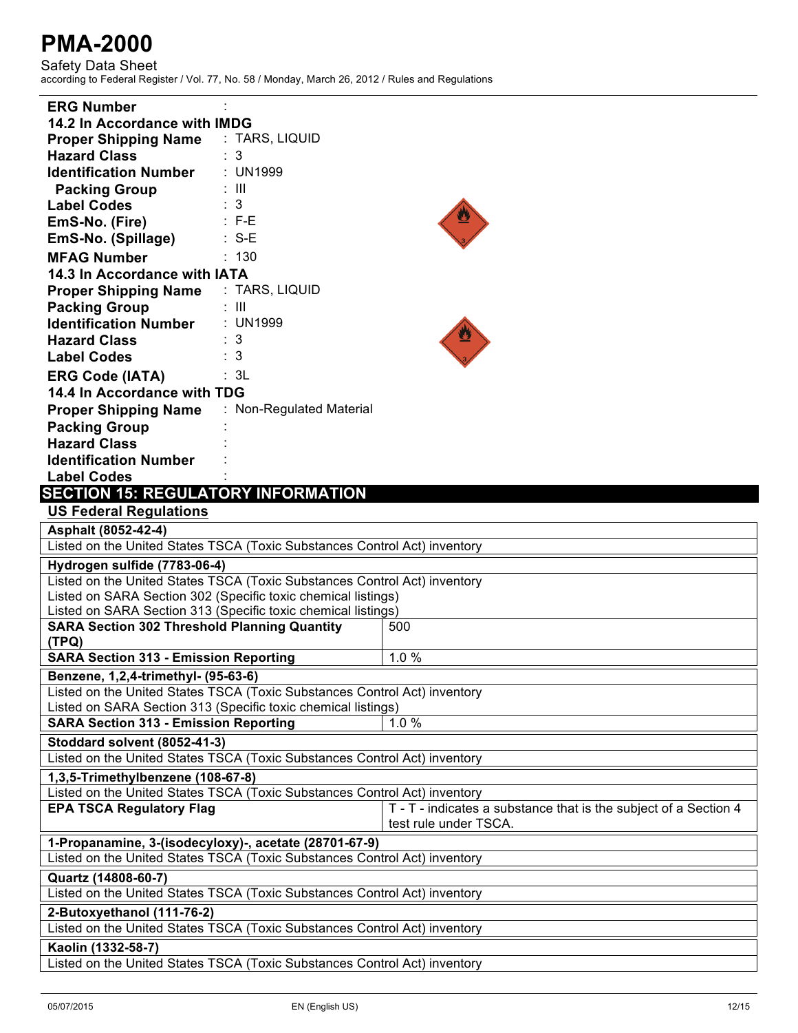**ERG Number** :

**14.2 In Accordance with IMDG**

**Proper Shipping Name** : TARS, LIQUID
**Hazard Class** : 3
**Identification Number** : UN1999
**Packing Group** : III
**Label Codes** : 3
**EmS-No. (Fire)** : F-E
**EmS-No. (Spillage)** : S-E
**MFAG Number** : 130

**14.3 In Accordance with IATA**

**Proper Shipping Name** : TARS, LIQUID
**Packing Group** : III
**Identification Number** : UN1999
**Hazard Class** : 3
**Label Codes** : 3
**ERG Code (IATA)** : 3L

**14.4 In Accordance with TDG**

**Proper Shipping Name** : Non-Regulated Material
**Packing Group** :
**Hazard Class** :
**Identification Number** :
**Label Codes** :

## SECTION 15: REGULATORY INFORMATION

### US Federal Regulations

| **Asphalt (8052-42-4)** | |
|---|---|
| Listed on the United States TSCA (Toxic Substances Control Act) inventory | |

| **Hydrogen sulfide (7783-06-4)** | |
|---|---|
| Listed on the United States TSCA (Toxic Substances Control Act) inventory<br>Listed on SARA Section 302 (Specific toxic chemical listings)<br>Listed on SARA Section 313 (Specific toxic chemical listings) | |
| **SARA Section 302 Threshold Planning Quantity (TPQ)** | 500 |
| **SARA Section 313 - Emission Reporting** | 1.0 % |

| **Benzene, 1,2,4-trimethyl- (95-63-6)** | |
|---|---|
| Listed on the United States TSCA (Toxic Substances Control Act) inventory<br>Listed on SARA Section 313 (Specific toxic chemical listings) | |
| **SARA Section 313 - Emission Reporting** | 1.0 % |

| **Stoddard solvent (8052-41-3)** | |
|---|---|
| Listed on the United States TSCA (Toxic Substances Control Act) inventory | |

| **1,3,5-Trimethylbenzene (108-67-8)** | |
|---|---|
| Listed on the United States TSCA (Toxic Substances Control Act) inventory | |
| **EPA TSCA Regulatory Flag** | T - T - indicates a substance that is the subject of a Section 4 test rule under TSCA. |

| **1-Propanamine, 3-(isodecyloxy)-, acetate (28701-67-9)** | |
|---|---|
| Listed on the United States TSCA (Toxic Substances Control Act) inventory | |

| **Quartz (14808-60-7)** | |
|---|---|
| Listed on the United States TSCA (Toxic Substances Control Act) inventory | |

| **2-Butoxyethanol (111-76-2)** | |
|---|---|
| Listed on the United States TSCA (Toxic Substances Control Act) inventory | |

| **Kaolin (1332-58-7)** | |
|---|---|
| Listed on the United States TSCA (Toxic Substances Control Act) inventory | |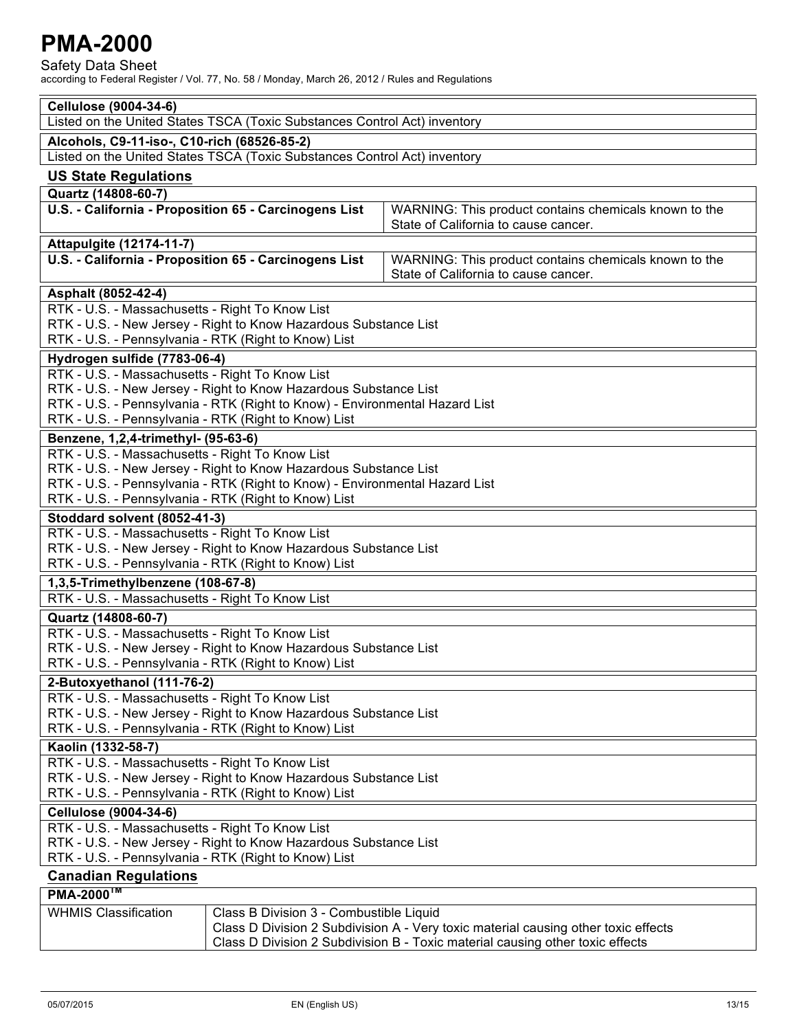**Cellulose (9004-34-6)**

Listed on the United States TSCA (Toxic Substances Control Act) inventory

**Alcohols, C9-11-iso-, C10-rich (68526-85-2)**

Listed on the United States TSCA (Toxic Substances Control Act) inventory

## US State Regulations

| Quartz (14808-60-7) | |
|---|---|
| **U.S. - California - Proposition 65 - Carcinogens List** | WARNING: This product contains chemicals known to the State of California to cause cancer. |

| Attapulgite (12174-11-7) | |
|---|---|
| **U.S. - California - Proposition 65 - Carcinogens List** | WARNING: This product contains chemicals known to the State of California to cause cancer. |

**Asphalt (8052-42-4)**

RTK - U.S. - Massachusetts - Right To Know List
RTK - U.S. - New Jersey - Right to Know Hazardous Substance List
RTK - U.S. - Pennsylvania - RTK (Right to Know) List

**Hydrogen sulfide (7783-06-4)**

RTK - U.S. - Massachusetts - Right To Know List
RTK - U.S. - New Jersey - Right to Know Hazardous Substance List
RTK - U.S. - Pennsylvania - RTK (Right to Know) - Environmental Hazard List
RTK - U.S. - Pennsylvania - RTK (Right to Know) List

**Benzene, 1,2,4-trimethyl- (95-63-6)**

RTK - U.S. - Massachusetts - Right To Know List
RTK - U.S. - New Jersey - Right to Know Hazardous Substance List
RTK - U.S. - Pennsylvania - RTK (Right to Know) - Environmental Hazard List
RTK - U.S. - Pennsylvania - RTK (Right to Know) List

**Stoddard solvent (8052-41-3)**

RTK - U.S. - Massachusetts - Right To Know List
RTK - U.S. - New Jersey - Right to Know Hazardous Substance List
RTK - U.S. - Pennsylvania - RTK (Right to Know) List

**1,3,5-Trimethylbenzene (108-67-8)**

RTK - U.S. - Massachusetts - Right To Know List

**Quartz (14808-60-7)**

RTK - U.S. - Massachusetts - Right To Know List
RTK - U.S. - New Jersey - Right to Know Hazardous Substance List
RTK - U.S. - Pennsylvania - RTK (Right to Know) List

**2-Butoxyethanol (111-76-2)**

RTK - U.S. - Massachusetts - Right To Know List
RTK - U.S. - New Jersey - Right to Know Hazardous Substance List
RTK - U.S. - Pennsylvania - RTK (Right to Know) List

**Kaolin (1332-58-7)**

RTK - U.S. - Massachusetts - Right To Know List
RTK - U.S. - New Jersey - Right to Know Hazardous Substance List
RTK - U.S. - Pennsylvania - RTK (Right to Know) List

**Cellulose (9004-34-6)**

RTK - U.S. - Massachusetts - Right To Know List
RTK - U.S. - New Jersey - Right to Know Hazardous Substance List
RTK - U.S. - Pennsylvania - RTK (Right to Know) List

## Canadian Regulations

| PMA-2000™ | |
|---|---|
| WHMIS Classification | Class B Division 3 - Combustible Liquid<br>Class D Division 2 Subdivision A - Very toxic material causing other toxic effects<br>Class D Division 2 Subdivision B - Toxic material causing other toxic effects |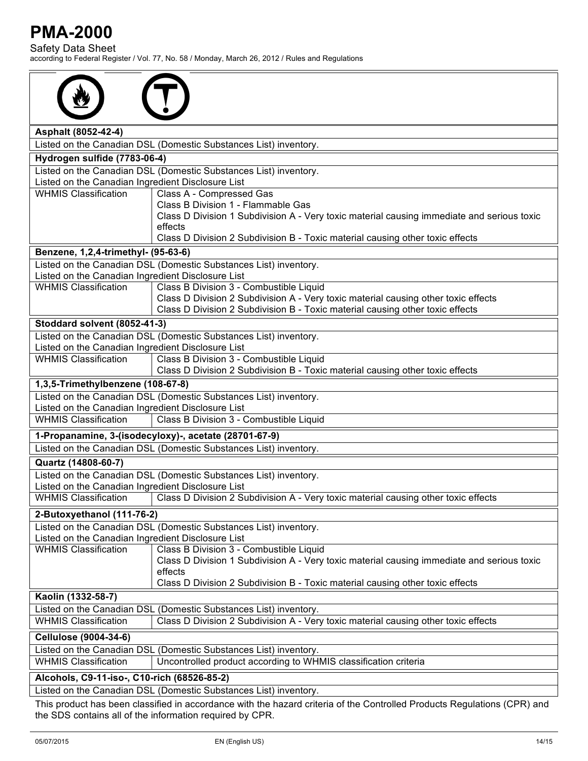**Asphalt (8052-42-4)**

Listed on the Canadian DSL (Domestic Substances List) inventory.

**Hydrogen sulfide (7783-06-4)**

Listed on the Canadian DSL (Domestic Substances List) inventory.
Listed on the Canadian Ingredient Disclosure List

| WHMIS Classification | Class A - Compressed Gas<br>Class B Division 1 - Flammable Gas<br>Class D Division 1 Subdivision A - Very toxic material causing immediate and serious toxic effects<br>Class D Division 2 Subdivision B - Toxic material causing other toxic effects |
|---|---|

**Benzene, 1,2,4-trimethyl- (95-63-6)**

Listed on the Canadian DSL (Domestic Substances List) inventory.
Listed on the Canadian Ingredient Disclosure List

| WHMIS Classification | Class B Division 3 - Combustible Liquid<br>Class D Division 2 Subdivision A - Very toxic material causing other toxic effects<br>Class D Division 2 Subdivision B - Toxic material causing other toxic effects |
|---|---|

**Stoddard solvent (8052-41-3)**

Listed on the Canadian DSL (Domestic Substances List) inventory.
Listed on the Canadian Ingredient Disclosure List

| WHMIS Classification | Class B Division 3 - Combustible Liquid<br>Class D Division 2 Subdivision B - Toxic material causing other toxic effects |
|---|---|

**1,3,5-Trimethylbenzene (108-67-8)**

Listed on the Canadian DSL (Domestic Substances List) inventory.
Listed on the Canadian Ingredient Disclosure List

| WHMIS Classification | Class B Division 3 - Combustible Liquid |
|---|---|

**1-Propanamine, 3-(isodecyloxy)-, acetate (28701-67-9)**

Listed on the Canadian DSL (Domestic Substances List) inventory.

**Quartz (14808-60-7)**

Listed on the Canadian DSL (Domestic Substances List) inventory.
Listed on the Canadian Ingredient Disclosure List

| WHMIS Classification | Class D Division 2 Subdivision A - Very toxic material causing other toxic effects |
|---|---|

**2-Butoxyethanol (111-76-2)**

Listed on the Canadian DSL (Domestic Substances List) inventory.
Listed on the Canadian Ingredient Disclosure List

| WHMIS Classification | Class B Division 3 - Combustible Liquid<br>Class D Division 1 Subdivision A - Very toxic material causing immediate and serious toxic effects<br>Class D Division 2 Subdivision B - Toxic material causing other toxic effects |
|---|---|

**Kaolin (1332-58-7)**

Listed on the Canadian DSL (Domestic Substances List) inventory.

| WHMIS Classification | Class D Division 2 Subdivision A - Very toxic material causing other toxic effects |
|---|---|

**Cellulose (9004-34-6)**

Listed on the Canadian DSL (Domestic Substances List) inventory.

| WHMIS Classification | Uncontrolled product according to WHMIS classification criteria |
|---|---|

**Alcohols, C9-11-iso-, C10-rich (68526-85-2)**

Listed on the Canadian DSL (Domestic Substances List) inventory.

This product has been classified in accordance with the hazard criteria of the Controlled Products Regulations (CPR) and the SDS contains all of the information required by CPR.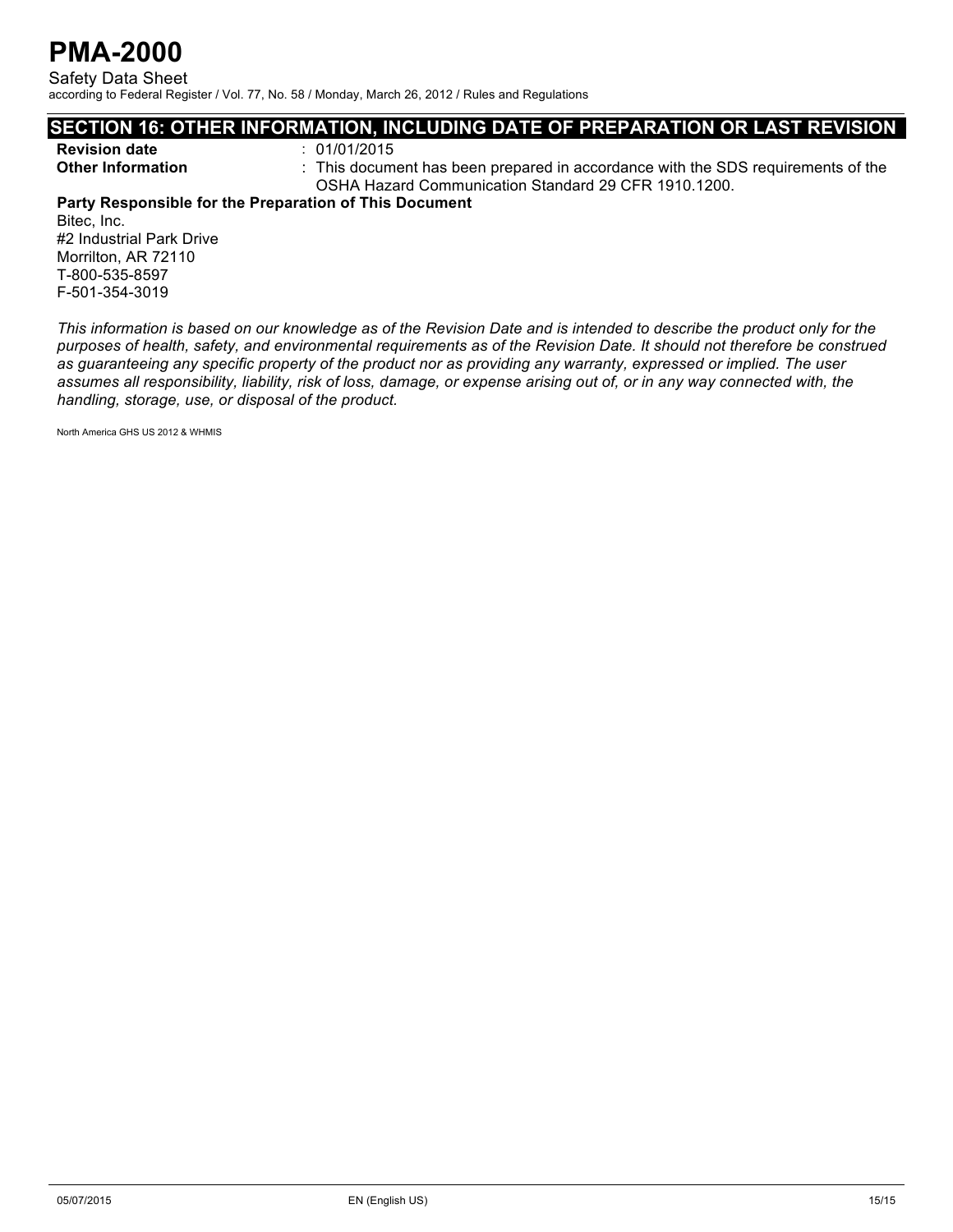## SECTION 16: OTHER INFORMATION, INCLUDING DATE OF PREPARATION OR LAST REVISION

**Revision date** : 01/01/2015

**Other Information** : This document has been prepared in accordance with the SDS requirements of the OSHA Hazard Communication Standard 29 CFR 1910.1200.

**Party Responsible for the Preparation of This Document**

Bitec, Inc.
#2 Industrial Park Drive
Morrilton, AR 72110
T-800-535-8597
F-501-354-3019

*This information is based on our knowledge as of the Revision Date and is intended to describe the product only for the purposes of health, safety, and environmental requirements as of the Revision Date. It should not therefore be construed as guaranteeing any specific property of the product nor as providing any warranty, expressed or implied. The user assumes all responsibility, liability, risk of loss, damage, or expense arising out of, or in any way connected with, the handling, storage, use, or disposal of the product.*

North America GHS US 2012 & WHMIS